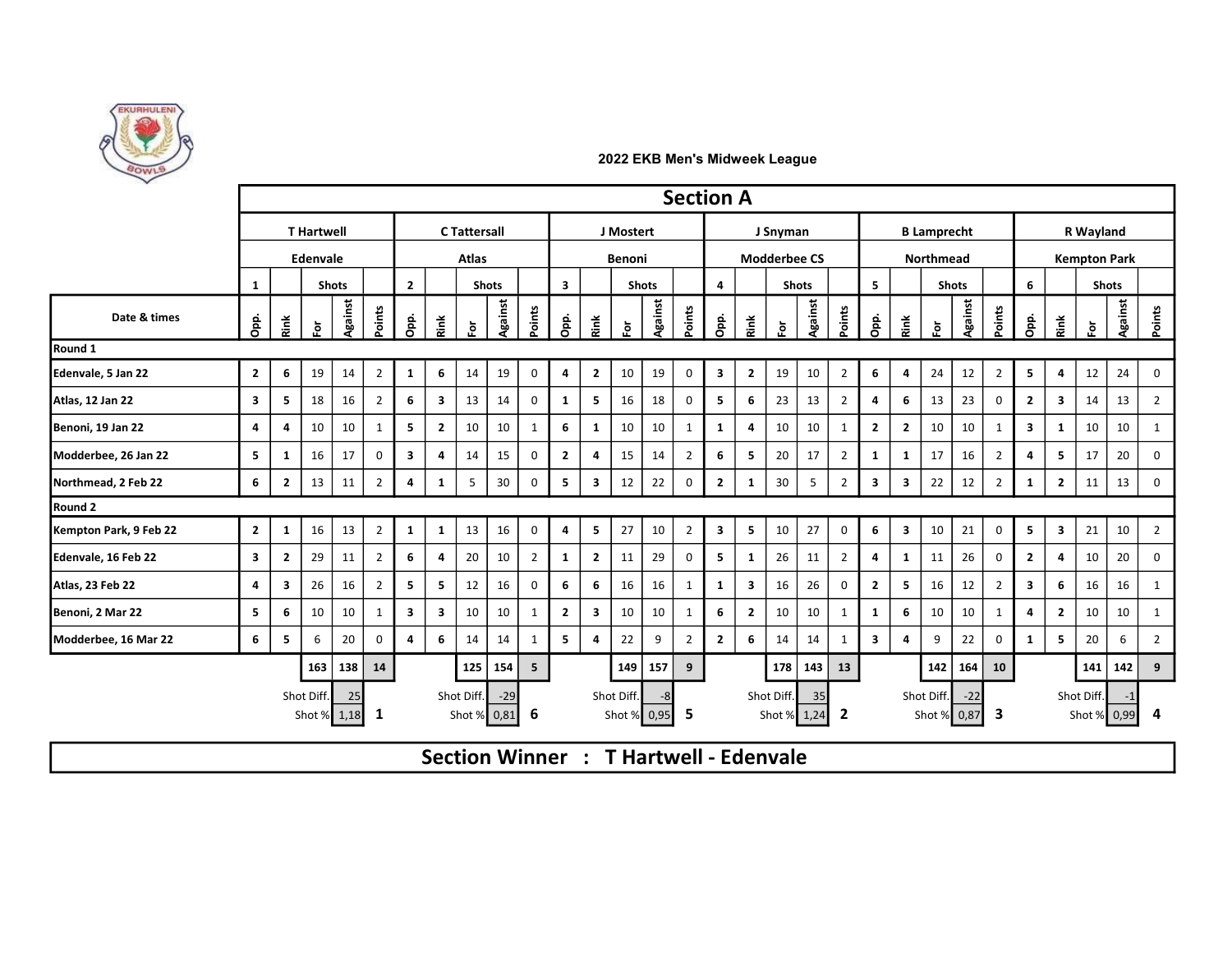### 2022 EKB Men's Midweek League

## Section A

| Date & times | T Hartwell – Edenvale (1) | | | | | C Tattersall – Atlas (2) | | | | | J Mostert – Benoni (3) | | | | | J Snyman – Modderbee CS (4) | | | | | B Lamprecht – Northmead (5) | | | | | R Wayland – Kempton Park (6) | | | | |
|---|---|---|---|---|---|---|---|---|---|---|---|---|---|---|---|---|---|---|---|---|---|---|---|---|---|---|---|---|---|---|
| | | | Shots | | | | | Shots | | | | | Shots | | | | | Shots | | | | | Shots | | | | | Shots | | |
| | Opp. | Rink | For | Against | Points | Opp. | Rink | For | Against | Points | Opp. | Rink | For | Against | Points | Opp. | Rink | For | Against | Points | Opp. | Rink | For | Against | Points | Opp. | Rink | For | Against | Points |
| **Round 1** | | | | | | | | | | | | | | | | | | | | | | | | | | | | | | |
| Edenvale, 5 Jan 22 | 2 | 6 | 19 | 14 | 2 | 1 | 6 | 14 | 19 | 0 | 4 | 2 | 10 | 19 | 0 | 3 | 2 | 19 | 10 | 2 | 6 | 4 | 24 | 12 | 2 | 5 | 4 | 12 | 24 | 0 |
| Atlas, 12 Jan 22 | 3 | 5 | 18 | 16 | 2 | 6 | 3 | 13 | 14 | 0 | 1 | 5 | 16 | 18 | 0 | 5 | 6 | 23 | 13 | 2 | 4 | 6 | 13 | 23 | 0 | 2 | 3 | 14 | 13 | 2 |
| Benoni, 19 Jan 22 | 4 | 4 | 10 | 10 | 1 | 5 | 2 | 10 | 10 | 1 | 6 | 1 | 10 | 10 | 1 | 1 | 4 | 10 | 10 | 1 | 2 | 2 | 10 | 10 | 1 | 3 | 1 | 10 | 10 | 1 |
| Modderbee, 26 Jan 22 | 5 | 1 | 16 | 17 | 0 | 3 | 4 | 14 | 15 | 0 | 2 | 4 | 15 | 14 | 2 | 6 | 5 | 20 | 17 | 2 | 1 | 1 | 17 | 16 | 2 | 4 | 5 | 17 | 20 | 0 |
| Northmead, 2 Feb 22 | 6 | 2 | 13 | 11 | 2 | 4 | 1 | 5 | 30 | 0 | 5 | 3 | 12 | 22 | 0 | 2 | 1 | 30 | 5 | 2 | 3 | 3 | 22 | 12 | 2 | 1 | 2 | 11 | 13 | 0 |
| **Round 2** | | | | | | | | | | | | | | | | | | | | | | | | | | | | | | |
| Kempton Park, 9 Feb 22 | 2 | 1 | 16 | 13 | 2 | 1 | 1 | 13 | 16 | 0 | 4 | 5 | 27 | 10 | 2 | 3 | 5 | 10 | 27 | 0 | 6 | 3 | 10 | 21 | 0 | 5 | 3 | 21 | 10 | 2 |
| Edenvale, 16 Feb 22 | 3 | 2 | 29 | 11 | 2 | 6 | 4 | 20 | 10 | 2 | 1 | 2 | 11 | 29 | 0 | 5 | 1 | 26 | 11 | 2 | 4 | 1 | 11 | 26 | 0 | 2 | 4 | 10 | 20 | 0 |
| Atlas, 23 Feb 22 | 4 | 3 | 26 | 16 | 2 | 5 | 5 | 12 | 16 | 0 | 6 | 6 | 16 | 16 | 1 | 1 | 3 | 16 | 26 | 0 | 2 | 5 | 16 | 12 | 2 | 3 | 6 | 16 | 16 | 1 |
| Benoni, 2 Mar 22 | 5 | 6 | 10 | 10 | 1 | 3 | 3 | 10 | 10 | 1 | 2 | 3 | 10 | 10 | 1 | 6 | 2 | 10 | 10 | 1 | 1 | 6 | 10 | 10 | 1 | 4 | 2 | 10 | 10 | 1 |
| Modderbee, 16 Mar 22 | 6 | 5 | 6 | 20 | 0 | 4 | 6 | 14 | 14 | 1 | 5 | 4 | 22 | 9 | 2 | 2 | 6 | 14 | 14 | 1 | 3 | 4 | 9 | 22 | 0 | 1 | 5 | 20 | 6 | 2 |
| | | | 163 | 138 | 14 | | | 125 | 154 | 5 | | | 149 | 157 | 9 | | | 178 | 143 | 13 | | | 142 | 164 | 10 | | | 141 | 142 | 9 |
| | | Shot Diff. | | 25 | | | Shot Diff. | | -29 | | | Shot Diff. | | -8 | | | Shot Diff. | | 35 | | | Shot Diff. | | -22 | | | Shot Diff. | | -1 | |
| | | Shot % | | 1,18 | 1 | | Shot % | | 0,81 | 6 | | Shot % | | 0,95 | 5 | | Shot % | | 1,24 | 2 | | Shot % | | 0,87 | 3 | | Shot % | | 0,99 | 4 |

## Section Winner : T Hartwell - Edenvale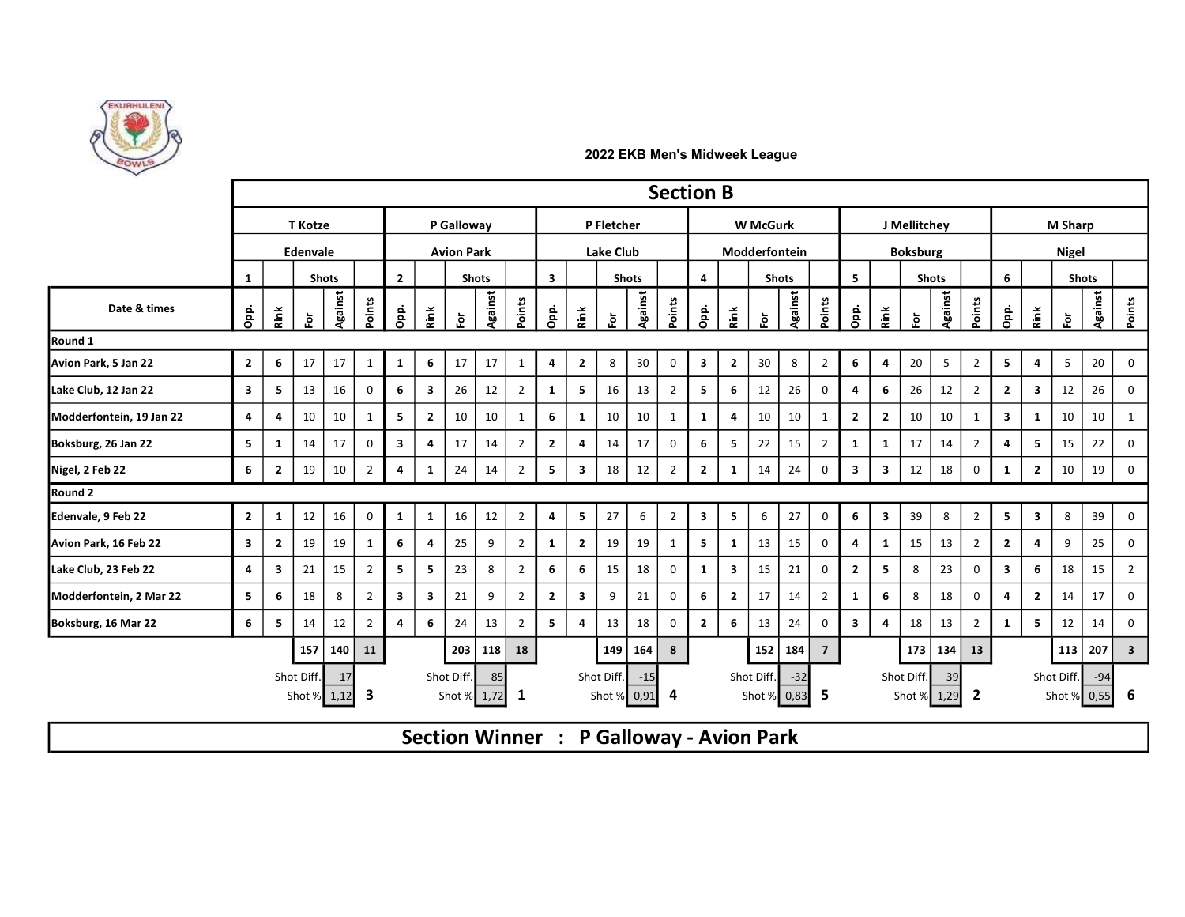# 2022 EKB Men's Midweek League

## Section B

| Date & times | T Kotze – Edenvale (1) | | | | | P Galloway – Avion Park (2) | | | | | P Fletcher – Lake Club (3) | | | | | W McGurk – Modderfontein (4) | | | | | J Mellitchey – Boksburg (5) | | | | | M Sharp – Nigel (6) | | | | |
|---|---|---|---|---|---|---|---|---|---|---|---|---|---|---|---|---|---|---|---|---|---|---|---|---|---|---|---|---|---|---|
| | Opp. | Rink | Shots For | Shots Against | Points | Opp. | Rink | Shots For | Shots Against | Points | Opp. | Rink | Shots For | Shots Against | Points | Opp. | Rink | Shots For | Shots Against | Points | Opp. | Rink | Shots For | Shots Against | Points | Opp. | Rink | Shots For | Shots Against | Points |
| **Round 1** | | | | | | | | | | | | | | | | | | | | | | | | | | | | | | |
| Avion Park, 5 Jan 22 | 2 | 6 | 17 | 17 | 1 | 1 | 6 | 17 | 17 | 1 | 4 | 2 | 8 | 30 | 0 | 3 | 2 | 30 | 8 | 2 | 6 | 4 | 20 | 5 | 2 | 5 | 4 | 5 | 20 | 0 |
| Lake Club, 12 Jan 22 | 3 | 5 | 13 | 16 | 0 | 6 | 3 | 26 | 12 | 2 | 1 | 5 | 16 | 13 | 2 | 5 | 6 | 12 | 26 | 0 | 4 | 6 | 26 | 12 | 2 | 2 | 3 | 12 | 26 | 0 |
| Modderfontein, 19 Jan 22 | 4 | 4 | 10 | 10 | 1 | 5 | 2 | 10 | 10 | 1 | 6 | 1 | 10 | 10 | 1 | 1 | 4 | 10 | 10 | 1 | 2 | 2 | 10 | 10 | 1 | 3 | 1 | 10 | 10 | 1 |
| Boksburg, 26 Jan 22 | 5 | 1 | 14 | 17 | 0 | 3 | 4 | 17 | 14 | 2 | 2 | 4 | 14 | 17 | 0 | 6 | 5 | 22 | 15 | 2 | 1 | 1 | 17 | 14 | 2 | 4 | 5 | 15 | 22 | 0 |
| Nigel, 2 Feb 22 | 6 | 2 | 19 | 10 | 2 | 4 | 1 | 24 | 14 | 2 | 5 | 3 | 18 | 12 | 2 | 2 | 1 | 14 | 24 | 0 | 3 | 3 | 12 | 18 | 0 | 1 | 2 | 10 | 19 | 0 |
| **Round 2** | | | | | | | | | | | | | | | | | | | | | | | | | | | | | | |
| Edenvale, 9 Feb 22 | 2 | 1 | 12 | 16 | 0 | 1 | 1 | 16 | 12 | 2 | 4 | 5 | 27 | 6 | 2 | 3 | 5 | 6 | 27 | 0 | 6 | 3 | 39 | 8 | 2 | 5 | 3 | 8 | 39 | 0 |
| Avion Park, 16 Feb 22 | 3 | 2 | 19 | 19 | 1 | 6 | 4 | 25 | 9 | 2 | 1 | 2 | 19 | 19 | 1 | 5 | 1 | 13 | 15 | 0 | 4 | 1 | 15 | 13 | 2 | 2 | 4 | 9 | 25 | 0 |
| Lake Club, 23 Feb 22 | 4 | 3 | 21 | 15 | 2 | 5 | 5 | 23 | 8 | 2 | 6 | 6 | 15 | 18 | 0 | 1 | 3 | 15 | 21 | 0 | 2 | 5 | 8 | 23 | 0 | 3 | 6 | 18 | 15 | 2 |
| Modderfontein, 2 Mar 22 | 5 | 6 | 18 | 8 | 2 | 3 | 3 | 21 | 9 | 2 | 2 | 3 | 9 | 21 | 0 | 6 | 2 | 17 | 14 | 2 | 1 | 6 | 8 | 18 | 0 | 4 | 2 | 14 | 17 | 0 |
| Boksburg, 16 Mar 22 | 6 | 5 | 14 | 12 | 2 | 4 | 6 | 24 | 13 | 2 | 5 | 4 | 13 | 18 | 0 | 2 | 6 | 13 | 24 | 0 | 3 | 4 | 18 | 13 | 2 | 1 | 5 | 12 | 14 | 0 |
| **Totals** | | | 157 | 140 | 11 | | | 203 | 118 | 18 | | | 149 | 164 | 8 | | | 152 | 184 | 7 | | | 173 | 134 | 13 | | | 113 | 207 | 3 |
| Shot Diff. | | | | 17 | | | | | 85 | | | | | -15 | | | | | -32 | | | | | 39 | | | | | -94 | |
| Shot % / Position | | | | 1,12 | 3 | | | | 1,72 | 1 | | | | 0,91 | 4 | | | | 0,83 | 5 | | | | 1,29 | 2 | | | | 0,55 | 6 |

**Section Winner : P Galloway - Avion Park**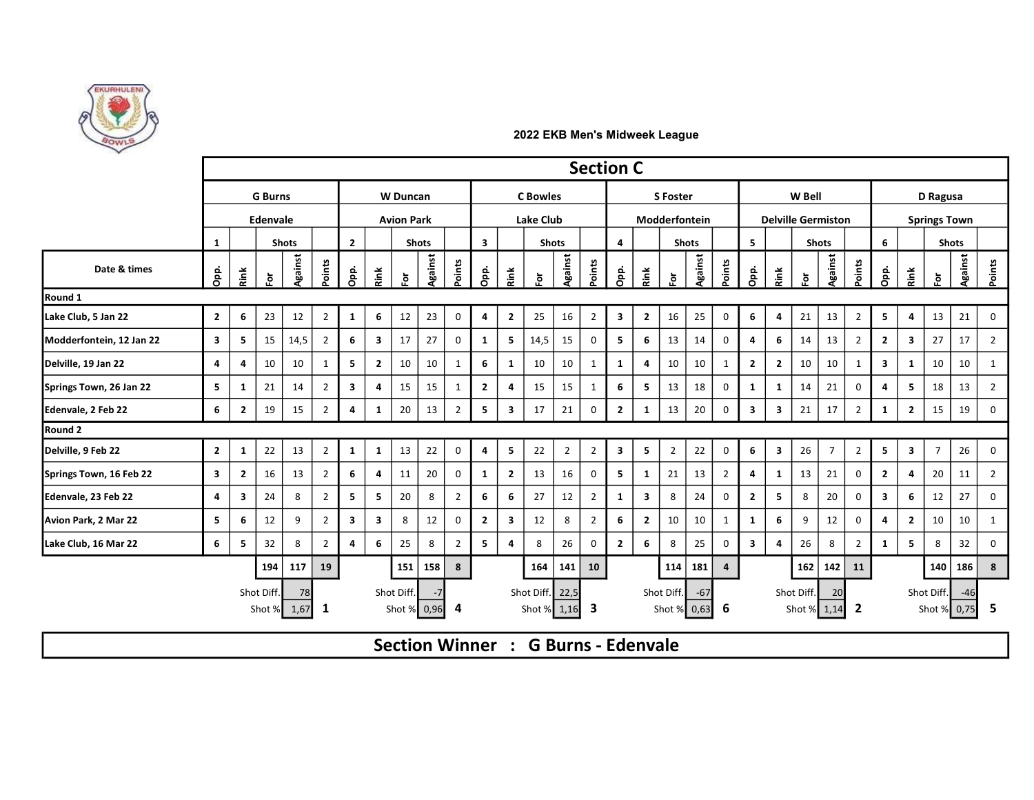## 2022 EKB Men's Midweek League

| | Section C | | | | | | | | | | | | | | | | | | | | | | | | | | | | | |
|---|---|---|---|---|---|---|---|---|---|---|---|---|---|---|---|---|---|---|---|---|---|---|---|---|---|---|---|---|---|---|
| | G Burns | | | | | W Duncan | | | | | C Bowles | | | | | S Foster | | | | | W Bell | | | | | D Ragusa | | | | |
| | Edenvale | | | | | Avion Park | | | | | Lake Club | | | | | Modderfontein | | | | | Delville Germiston | | | | | Springs Town | | | | |
| | 1 | | Shots | | | 2 | | Shots | | | 3 | | Shots | | | 4 | | Shots | | | 5 | | Shots | | | 6 | | Shots | | |
| Date & times | Opp. | Rink | For | Against | Points | Opp. | Rink | For | Against | Points | Opp. | Rink | For | Against | Points | Opp. | Rink | For | Against | Points | Opp. | Rink | For | Against | Points | Opp. | Rink | For | Against | Points |
| **Round 1** | | | | | | | | | | | | | | | | | | | | | | | | | | | | | | |
| Lake Club, 5 Jan 22 | 2 | 6 | 23 | 12 | 2 | 1 | 6 | 12 | 23 | 0 | 4 | 2 | 25 | 16 | 2 | 3 | 2 | 16 | 25 | 0 | 6 | 4 | 21 | 13 | 2 | 5 | 4 | 13 | 21 | 0 |
| Modderfontein, 12 Jan 22 | 3 | 5 | 15 | 14,5 | 2 | 6 | 3 | 17 | 27 | 0 | 1 | 5 | 14,5 | 15 | 0 | 5 | 6 | 13 | 14 | 0 | 4 | 6 | 14 | 13 | 2 | 2 | 3 | 27 | 17 | 2 |
| Delville, 19 Jan 22 | 4 | 4 | 10 | 10 | 1 | 5 | 2 | 10 | 10 | 1 | 6 | 1 | 10 | 10 | 1 | 1 | 4 | 10 | 10 | 1 | 2 | 2 | 10 | 10 | 1 | 3 | 1 | 10 | 10 | 1 |
| Springs Town, 26 Jan 22 | 5 | 1 | 21 | 14 | 2 | 3 | 4 | 15 | 15 | 1 | 2 | 4 | 15 | 15 | 1 | 6 | 5 | 13 | 18 | 0 | 1 | 1 | 14 | 21 | 0 | 4 | 5 | 18 | 13 | 2 |
| Edenvale, 2 Feb 22 | 6 | 2 | 19 | 15 | 2 | 4 | 1 | 20 | 13 | 2 | 5 | 3 | 17 | 21 | 0 | 2 | 1 | 13 | 20 | 0 | 3 | 3 | 21 | 17 | 2 | 1 | 2 | 15 | 19 | 0 |
| **Round 2** | | | | | | | | | | | | | | | | | | | | | | | | | | | | | | |
| Delville, 9 Feb 22 | 2 | 1 | 22 | 13 | 2 | 1 | 1 | 13 | 22 | 0 | 4 | 5 | 22 | 2 | 2 | 3 | 5 | 2 | 22 | 0 | 6 | 3 | 26 | 7 | 2 | 5 | 3 | 7 | 26 | 0 |
| Springs Town, 16 Feb 22 | 3 | 2 | 16 | 13 | 2 | 6 | 4 | 11 | 20 | 0 | 1 | 2 | 13 | 16 | 0 | 5 | 1 | 21 | 13 | 2 | 4 | 1 | 13 | 21 | 0 | 2 | 4 | 20 | 11 | 2 |
| Edenvale, 23 Feb 22 | 4 | 3 | 24 | 8 | 2 | 5 | 5 | 20 | 8 | 2 | 6 | 6 | 27 | 12 | 2 | 1 | 3 | 8 | 24 | 0 | 2 | 5 | 8 | 20 | 0 | 3 | 6 | 12 | 27 | 0 |
| Avion Park, 2 Mar 22 | 5 | 6 | 12 | 9 | 2 | 3 | 3 | 8 | 12 | 0 | 2 | 3 | 12 | 8 | 2 | 6 | 2 | 10 | 10 | 1 | 1 | 6 | 9 | 12 | 0 | 4 | 2 | 10 | 10 | 1 |
| Lake Club, 16 Mar 22 | 6 | 5 | 32 | 8 | 2 | 4 | 6 | 25 | 8 | 2 | 5 | 4 | 8 | 26 | 0 | 2 | 6 | 8 | 25 | 0 | 3 | 4 | 26 | 8 | 2 | 1 | 5 | 8 | 32 | 0 |
| | | | **194** | **117** | **19** | | | **151** | **158** | **8** | | | **164** | **141** | **10** | | | **114** | **181** | **4** | | | **162** | **142** | **11** | | | **140** | **186** | **8** |
| | | | Shot Diff. | 78 | | | | Shot Diff. | -7 | | | | Shot Diff. | 22,5 | | | | Shot Diff. | -67 | | | | Shot Diff. | 20 | | | | Shot Diff. | -46 | |
| | | | Shot % | 1,67 | **1** | | | Shot % | 0,96 | **4** | | | Shot % | 1,16 | **3** | | | Shot % | 0,63 | **6** | | | Shot % | 1,14 | **2** | | | Shot % | 0,75 | **5** |

**Section Winner : G Burns - Edenvale**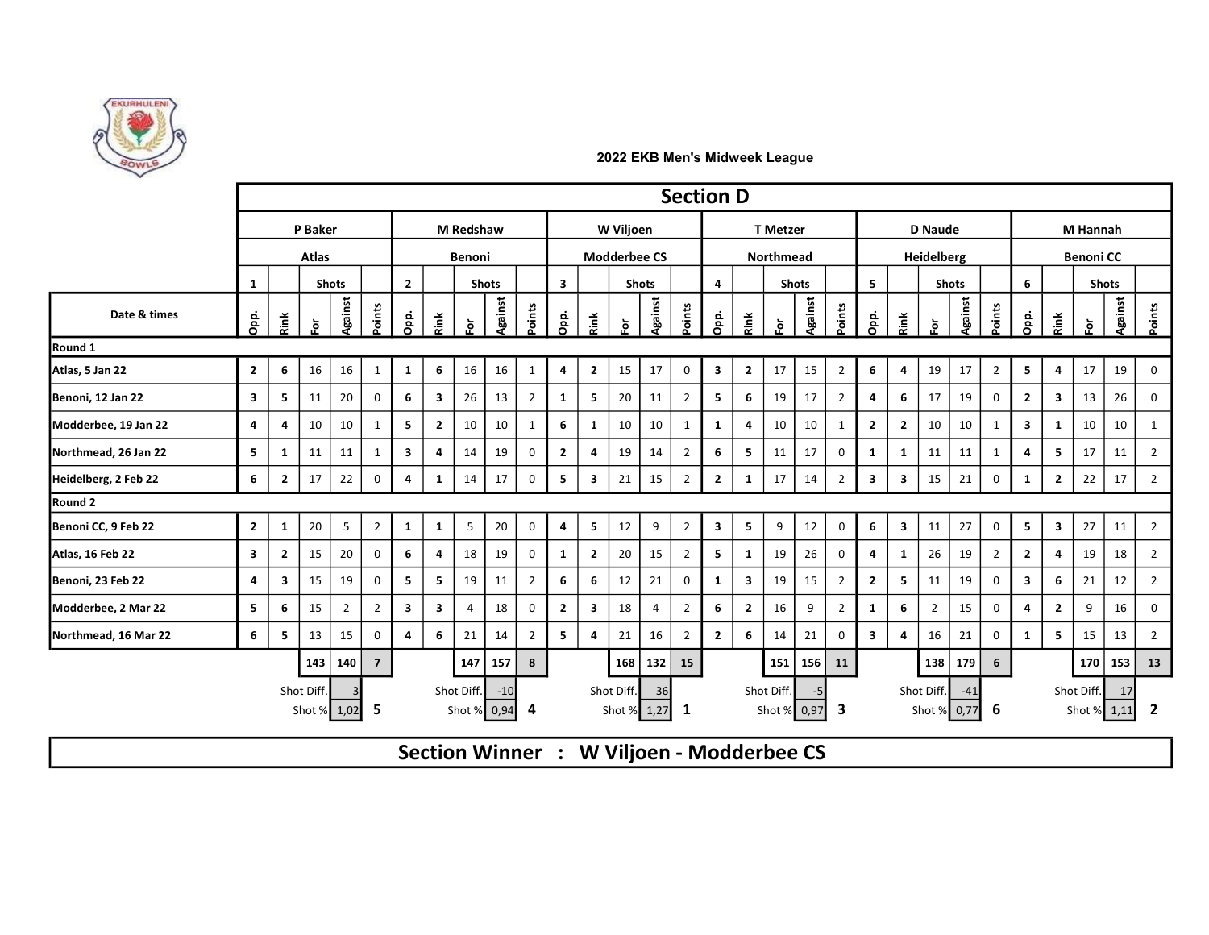### 2022 EKB Men's Midweek League

## Section D

| Date & times | P Baker | | | | | M Redshaw | | | | | W Viljoen | | | | | T Metzer | | | | | D Naude | | | | | M Hannah | | | | |
|---|---|---|---|---|---|---|---|---|---|---|---|---|---|---|---|---|---|---|---|---|---|---|---|---|---|---|---|---|---|---|
| | Atlas | | | | | Benoni | | | | | Modderbee CS | | | | | Northmead | | | | | Heidelberg | | | | | Benoni CC | | | | |
| | 1 | | Shots | | | 2 | | Shots | | | 3 | | Shots | | | 4 | | Shots | | | 5 | | Shots | | | 6 | | Shots | | |
| | Opp. | Rink | For | Against | Points | Opp. | Rink | For | Against | Points | Opp. | Rink | For | Against | Points | Opp. | Rink | For | Against | Points | Opp. | Rink | For | Against | Points | Opp. | Rink | For | Against | Points |
| **Round 1** | | | | | | | | | | | | | | | | | | | | | | | | | | | | | | |
| Atlas, 5 Jan 22 | 2 | 6 | 16 | 16 | 1 | 1 | 6 | 16 | 16 | 1 | 4 | 2 | 15 | 17 | 0 | 3 | 2 | 17 | 15 | 2 | 6 | 4 | 19 | 17 | 2 | 5 | 4 | 17 | 19 | 0 |
| Benoni, 12 Jan 22 | 3 | 5 | 11 | 20 | 0 | 6 | 3 | 26 | 13 | 2 | 1 | 5 | 20 | 11 | 2 | 5 | 6 | 19 | 17 | 2 | 4 | 6 | 17 | 19 | 0 | 2 | 3 | 13 | 26 | 0 |
| Modderbee, 19 Jan 22 | 4 | 4 | 10 | 10 | 1 | 5 | 2 | 10 | 10 | 1 | 6 | 1 | 10 | 10 | 1 | 1 | 4 | 10 | 10 | 1 | 2 | 2 | 10 | 10 | 1 | 3 | 1 | 10 | 10 | 1 |
| Northmead, 26 Jan 22 | 5 | 1 | 11 | 11 | 1 | 3 | 4 | 14 | 19 | 0 | 2 | 4 | 19 | 14 | 2 | 6 | 5 | 11 | 17 | 0 | 1 | 1 | 11 | 11 | 1 | 4 | 5 | 17 | 11 | 2 |
| Heidelberg, 2 Feb 22 | 6 | 2 | 17 | 22 | 0 | 4 | 1 | 14 | 17 | 0 | 5 | 3 | 21 | 15 | 2 | 2 | 1 | 17 | 14 | 2 | 3 | 3 | 15 | 21 | 0 | 1 | 2 | 22 | 17 | 2 |
| **Round 2** | | | | | | | | | | | | | | | | | | | | | | | | | | | | | | |
| Benoni CC, 9 Feb 22 | 2 | 1 | 20 | 5 | 2 | 1 | 1 | 5 | 20 | 0 | 4 | 5 | 12 | 9 | 2 | 3 | 5 | 9 | 12 | 0 | 6 | 3 | 11 | 27 | 0 | 5 | 3 | 27 | 11 | 2 |
| Atlas, 16 Feb 22 | 3 | 2 | 15 | 20 | 0 | 6 | 4 | 18 | 19 | 0 | 1 | 2 | 20 | 15 | 2 | 5 | 1 | 19 | 26 | 0 | 4 | 1 | 26 | 19 | 2 | 2 | 4 | 19 | 18 | 2 |
| Benoni, 23 Feb 22 | 4 | 3 | 15 | 19 | 0 | 5 | 5 | 19 | 11 | 2 | 6 | 6 | 12 | 21 | 0 | 1 | 3 | 19 | 15 | 2 | 2 | 5 | 11 | 19 | 0 | 3 | 6 | 21 | 12 | 2 |
| Modderbee, 2 Mar 22 | 5 | 6 | 15 | 2 | 2 | 3 | 3 | 4 | 18 | 0 | 2 | 3 | 18 | 4 | 2 | 6 | 2 | 16 | 9 | 2 | 1 | 6 | 2 | 15 | 0 | 4 | 2 | 9 | 16 | 0 |
| Northmead, 16 Mar 22 | 6 | 5 | 13 | 15 | 0 | 4 | 6 | 21 | 14 | 2 | 5 | 4 | 21 | 16 | 2 | 2 | 6 | 14 | 21 | 0 | 3 | 4 | 16 | 21 | 0 | 1 | 5 | 15 | 13 | 2 |
| | | | 143 | 140 | 7 | | | 147 | 157 | 8 | | | 168 | 132 | 15 | | | 151 | 156 | 11 | | | 138 | 179 | 6 | | | 170 | 153 | 13 |
| | | | Shot Diff. | 3 | | | | Shot Diff. | -10 | | | | Shot Diff. | 36 | | | | Shot Diff. | -5 | | | | Shot Diff. | -41 | | | | Shot Diff. | 17 | |
| | | | Shot % | 1,02 | 5 | | | Shot % | 0,94 | 4 | | | Shot % | 1,27 | 1 | | | Shot % | 0,97 | 3 | | | Shot % | 0,77 | 6 | | | Shot % | 1,11 | 2 |

**Section Winner : W Viljoen - Modderbee CS**